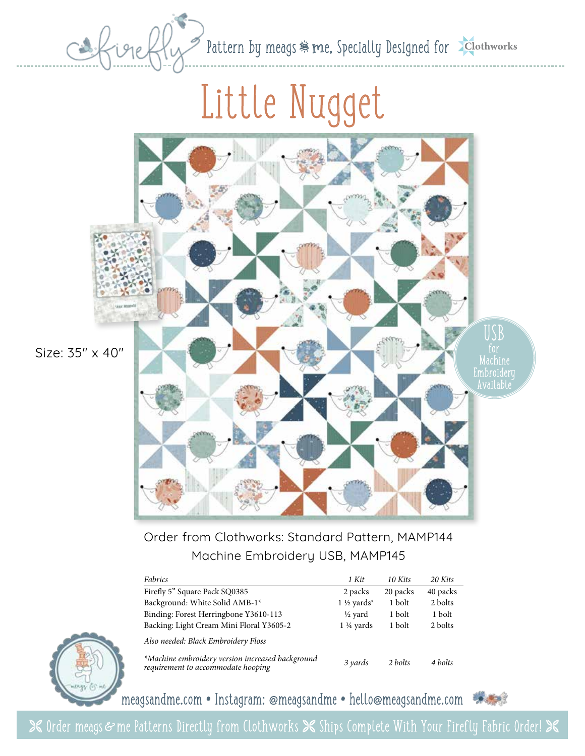firefly Pattern by meags & me, Specially Designed for Clothworks

# Little Nugget

Size: 35″ x 40″

USB for Machine Embroidery Available

Order from Clothworks: Standard Pattern, MAMP144
Machine Embroidery USB, MAMP145

| *Fabrics* | *1 Kit* | *10 Kits* | *20 Kits* |
| --- | --- | --- | --- |
| Firefly 5" Square Pack SQ0385 | 2 packs | 20 packs | 40 packs |
| Background: White Solid AMB-1* | 1 ½ yards* | 1 bolt | 2 bolts |
| Binding: Forest Herringbone Y3610-113 | ½ yard | 1 bolt | 1 bolt |
| Backing: Light Cream Mini Floral Y3605-2 | 1 ¼ yards | 1 bolt | 2 bolts |
| *Also needed: Black Embroidery Floss* | | | |
| **Machine embroidery version increased background requirement to accommodate hooping* | *3 yards* | *2 bolts* | *4 bolts* |

meagsandme.com • Instagram: @meagsandme • hello@meagsandme.com

Order meags & me Patterns Directly from Clothworks ✂ Ships Complete With Your Firefly Fabric Order!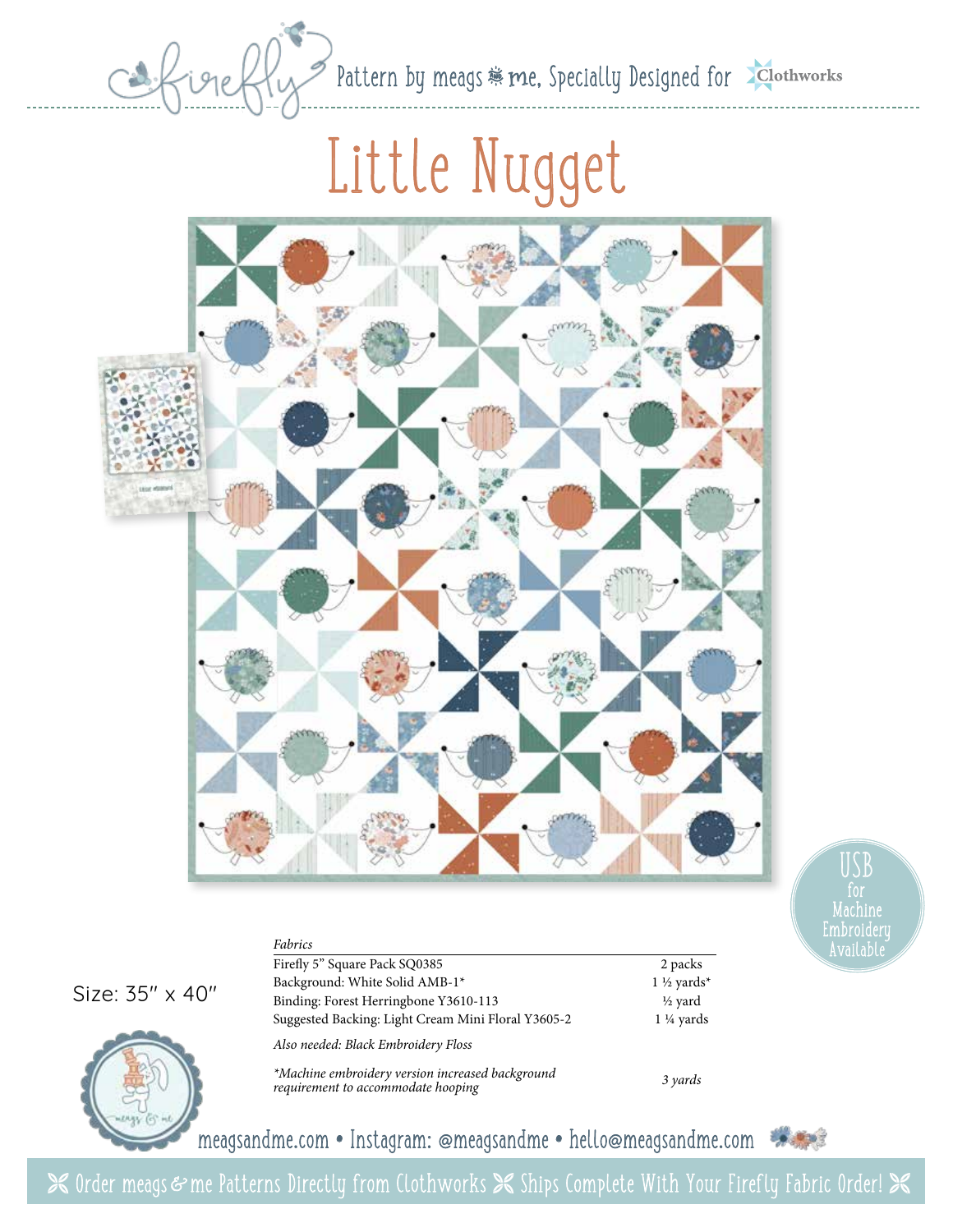firefly Pattern by meags & me, Specially Designed for Clothworks

# Little Nugget

USB for Machine Embroidery Available

Size: 35″ x 40″

| *Fabrics* | |
|---|---|
| Firefly 5" Square Pack SQ0385 | 2 packs |
| Background: White Solid AMB-1* | 1 ½ yards* |
| Binding: Forest Herringbone Y3610-113 | ½ yard |
| Suggested Backing: Light Cream Mini Floral Y3605-2 | 1 ¼ yards |

*Also needed: Black Embroidery Floss*

*\*Machine embroidery version increased background requirement to accommodate hooping* — *3 yards*

meagsandme.com • Instagram: @meagsandme • hello@meagsandme.com

Order meags & me Patterns Directly from Clothworks — Ships Complete With Your Firefly Fabric Order!